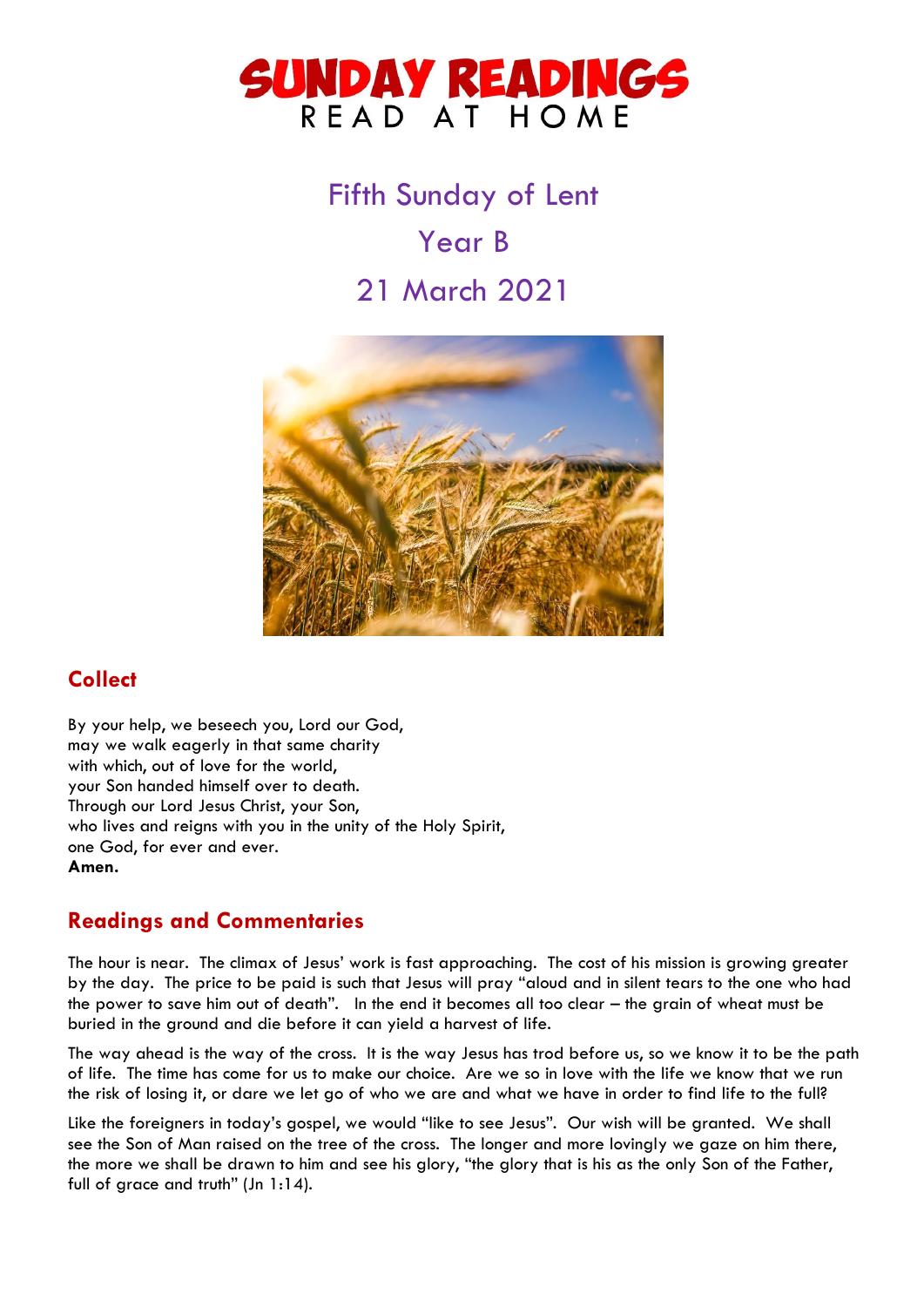# SUNDAY READINGS
READ AT HOME

## Fifth Sunday of Lent

## Year B

## 21 March 2021

## Collect

By your help, we beseech you, Lord our God,
may we walk eagerly in that same charity
with which, out of love for the world,
your Son handed himself over to death.
Through our Lord Jesus Christ, your Son,
who lives and reigns with you in the unity of the Holy Spirit,
one God, for ever and ever.
**Amen.**

## Readings and Commentaries

The hour is near. The climax of Jesus' work is fast approaching. The cost of his mission is growing greater by the day. The price to be paid is such that Jesus will pray "aloud and in silent tears to the one who had the power to save him out of death". In the end it becomes all too clear – the grain of wheat must be buried in the ground and die before it can yield a harvest of life.

The way ahead is the way of the cross. It is the way Jesus has trod before us, so we know it to be the path of life. The time has come for us to make our choice. Are we so in love with the life we know that we run the risk of losing it, or dare we let go of who we are and what we have in order to find life to the full?

Like the foreigners in today's gospel, we would "like to see Jesus". Our wish will be granted. We shall see the Son of Man raised on the tree of the cross. The longer and more lovingly we gaze on him there, the more we shall be drawn to him and see his glory, "the glory that is his as the only Son of the Father, full of grace and truth" (Jn 1:14).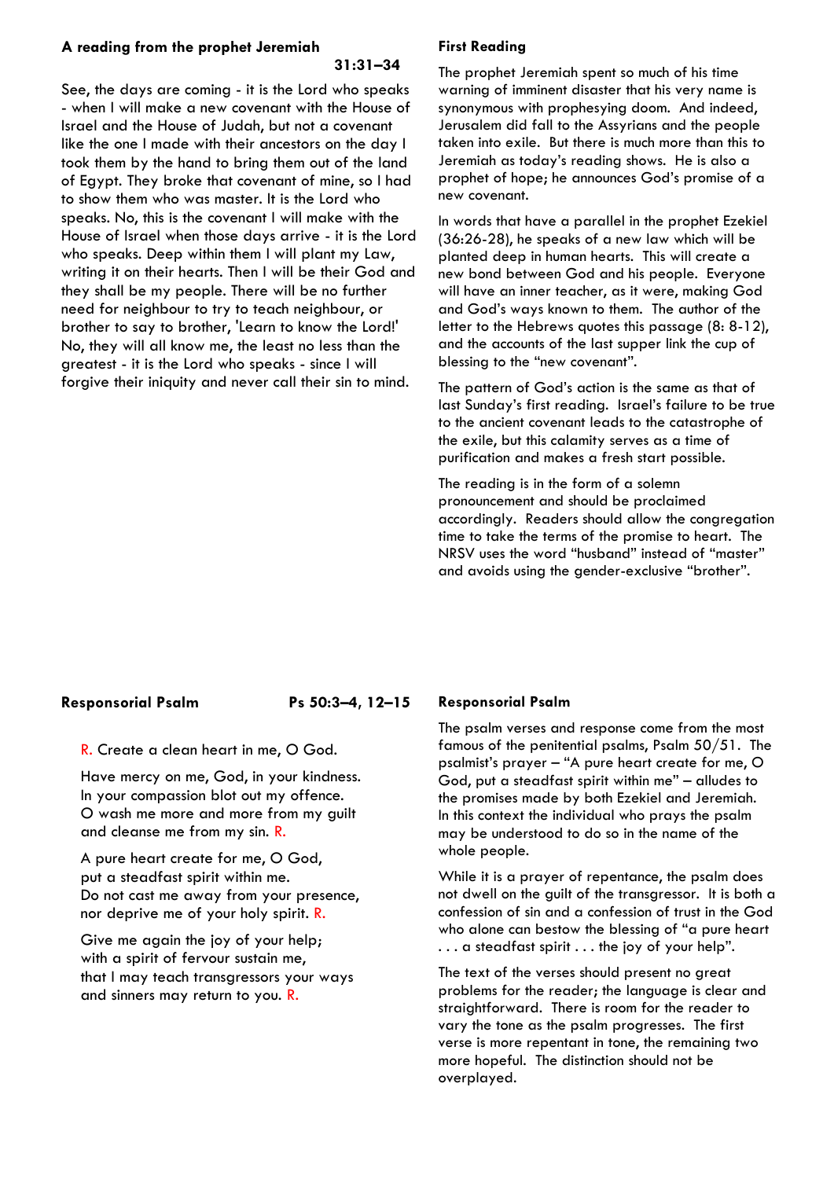### A reading from the prophet Jeremiah

**31:31–34**

See, the days are coming - it is the Lord who speaks - when I will make a new covenant with the House of Israel and the House of Judah, but not a covenant like the one I made with their ancestors on the day I took them by the hand to bring them out of the land of Egypt. They broke that covenant of mine, so I had to show them who was master. It is the Lord who speaks. No, this is the covenant I will make with the House of Israel when those days arrive - it is the Lord who speaks. Deep within them I will plant my Law, writing it on their hearts. Then I will be their God and they shall be my people. There will be no further need for neighbour to try to teach neighbour, or brother to say to brother, 'Learn to know the Lord!' No, they will all know me, the least no less than the greatest - it is the Lord who speaks - since I will forgive their iniquity and never call their sin to mind.

### First Reading

The prophet Jeremiah spent so much of his time warning of imminent disaster that his very name is synonymous with prophesying doom. And indeed, Jerusalem did fall to the Assyrians and the people taken into exile. But there is much more than this to Jeremiah as today's reading shows. He is also a prophet of hope; he announces God's promise of a new covenant.

In words that have a parallel in the prophet Ezekiel (36:26-28), he speaks of a new law which will be planted deep in human hearts. This will create a new bond between God and his people. Everyone will have an inner teacher, as it were, making God and God's ways known to them. The author of the letter to the Hebrews quotes this passage (8: 8-12), and the accounts of the last supper link the cup of blessing to the "new covenant".

The pattern of God's action is the same as that of last Sunday's first reading. Israel's failure to be true to the ancient covenant leads to the catastrophe of the exile, but this calamity serves as a time of purification and makes a fresh start possible.

The reading is in the form of a solemn pronouncement and should be proclaimed accordingly. Readers should allow the congregation time to take the terms of the promise to heart. The NRSV uses the word "husband" instead of "master" and avoids using the gender-exclusive "brother".

### Responsorial Psalm — Ps 50:3–4, 12–15

R. Create a clean heart in me, O God.

Have mercy on me, God, in your kindness.
In your compassion blot out my offence.
O wash me more and more from my guilt
and cleanse me from my sin. R.

A pure heart create for me, O God,
put a steadfast spirit within me.
Do not cast me away from your presence,
nor deprive me of your holy spirit. R.

Give me again the joy of your help;
with a spirit of fervour sustain me,
that I may teach transgressors your ways
and sinners may return to you. R.

### Responsorial Psalm

The psalm verses and response come from the most famous of the penitential psalms, Psalm 50/51. The psalmist's prayer – "A pure heart create for me, O God, put a steadfast spirit within me" – alludes to the promises made by both Ezekiel and Jeremiah. In this context the individual who prays the psalm may be understood to do so in the name of the whole people.

While it is a prayer of repentance, the psalm does not dwell on the guilt of the transgressor. It is both a confession of sin and a confession of trust in the God who alone can bestow the blessing of "a pure heart . . . a steadfast spirit . . . the joy of your help".

The text of the verses should present no great problems for the reader; the language is clear and straightforward. There is room for the reader to vary the tone as the psalm progresses. The first verse is more repentant in tone, the remaining two more hopeful. The distinction should not be overplayed.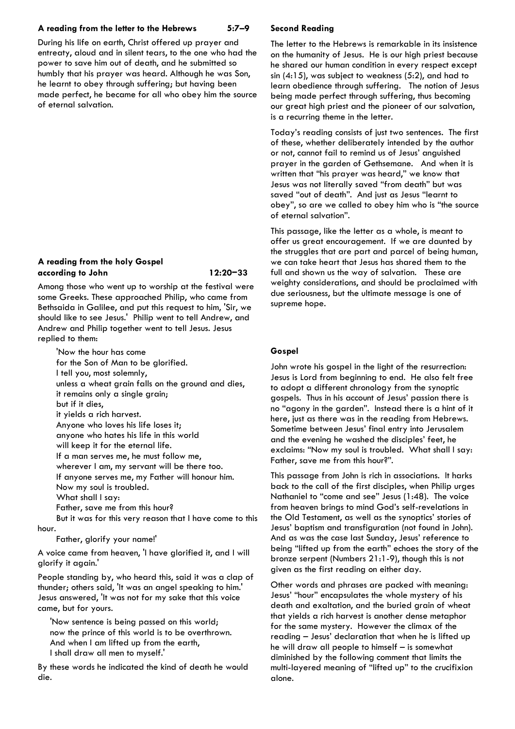**A reading from the letter to the Hebrews 5:7–9**

During his life on earth, Christ offered up prayer and entreaty, aloud and in silent tears, to the one who had the power to save him out of death, and he submitted so humbly that his prayer was heard. Although he was Son, he learnt to obey through suffering; but having been made perfect, he became for all who obey him the source of eternal salvation.

**A reading from the holy Gospel according to John 12:20–33**

Among those who went up to worship at the festival were some Greeks. These approached Philip, who came from Bethsaida in Galilee, and put this request to him, 'Sir, we should like to see Jesus.' Philip went to tell Andrew, and Andrew and Philip together went to tell Jesus. Jesus replied to them:

'Now the hour has come  
for the Son of Man to be glorified.  
I tell you, most solemnly,  
unless a wheat grain falls on the ground and dies,  
it remains only a single grain;  
but if it dies,  
it yields a rich harvest.  
Anyone who loves his life loses it;  
anyone who hates his life in this world  
will keep it for the eternal life.  
If a man serves me, he must follow me,  
wherever I am, my servant will be there too.  
If anyone serves me, my Father will honour him.  
Now my soul is troubled.  
What shall I say:  
Father, save me from this hour?  
But it was for this very reason that I have come to this hour.  
Father, glorify your name!'

A voice came from heaven, 'I have glorified it, and I will glorify it again.'

People standing by, who heard this, said it was a clap of thunder; others said, 'It was an angel speaking to him.' Jesus answered, 'It was not for my sake that this voice came, but for yours.

'Now sentence is being passed on this world;  
now the prince of this world is to be overthrown.  
And when I am lifted up from the earth,  
I shall draw all men to myself.'

By these words he indicated the kind of death he would die.

**Second Reading**

The letter to the Hebrews is remarkable in its insistence on the humanity of Jesus. He is our high priest because he shared our human condition in every respect except sin (4:15), was subject to weakness (5:2), and had to learn obedience through suffering. The notion of Jesus being made perfect through suffering, thus becoming our great high priest and the pioneer of our salvation, is a recurring theme in the letter.

Today's reading consists of just two sentences. The first of these, whether deliberately intended by the author or not, cannot fail to remind us of Jesus' anguished prayer in the garden of Gethsemane. And when it is written that "his prayer was heard," we know that Jesus was not literally saved "from death" but was saved "out of death". And just as Jesus "learnt to obey", so are we called to obey him who is "the source of eternal salvation".

This passage, like the letter as a whole, is meant to offer us great encouragement. If we are daunted by the struggles that are part and parcel of being human, we can take heart that Jesus has shared them to the full and shown us the way of salvation. These are weighty considerations, and should be proclaimed with due seriousness, but the ultimate message is one of supreme hope.

**Gospel**

John wrote his gospel in the light of the resurrection: Jesus is Lord from beginning to end. He also felt free to adopt a different chronology from the synoptic gospels. Thus in his account of Jesus' passion there is no "agony in the garden". Instead there is a hint of it here, just as there was in the reading from Hebrews. Sometime between Jesus' final entry into Jerusalem and the evening he washed the disciples' feet, he exclaims: "Now my soul is troubled. What shall I say: Father, save me from this hour?".

This passage from John is rich in associations. It harks back to the call of the first disciples, when Philip urges Nathaniel to "come and see" Jesus (1:48). The voice from heaven brings to mind God's self-revelations in the Old Testament, as well as the synoptics' stories of Jesus' baptism and transfiguration (not found in John). And as was the case last Sunday, Jesus' reference to being "lifted up from the earth" echoes the story of the bronze serpent (Numbers 21:1-9), though this is not given as the first reading on either day.

Other words and phrases are packed with meaning: Jesus' "hour" encapsulates the whole mystery of his death and exaltation, and the buried grain of wheat that yields a rich harvest is another dense metaphor for the same mystery. However the climax of the reading – Jesus' declaration that when he is lifted up he will draw all people to himself – is somewhat diminished by the following comment that limits the multi-layered meaning of "lifted up" to the crucifixion alone.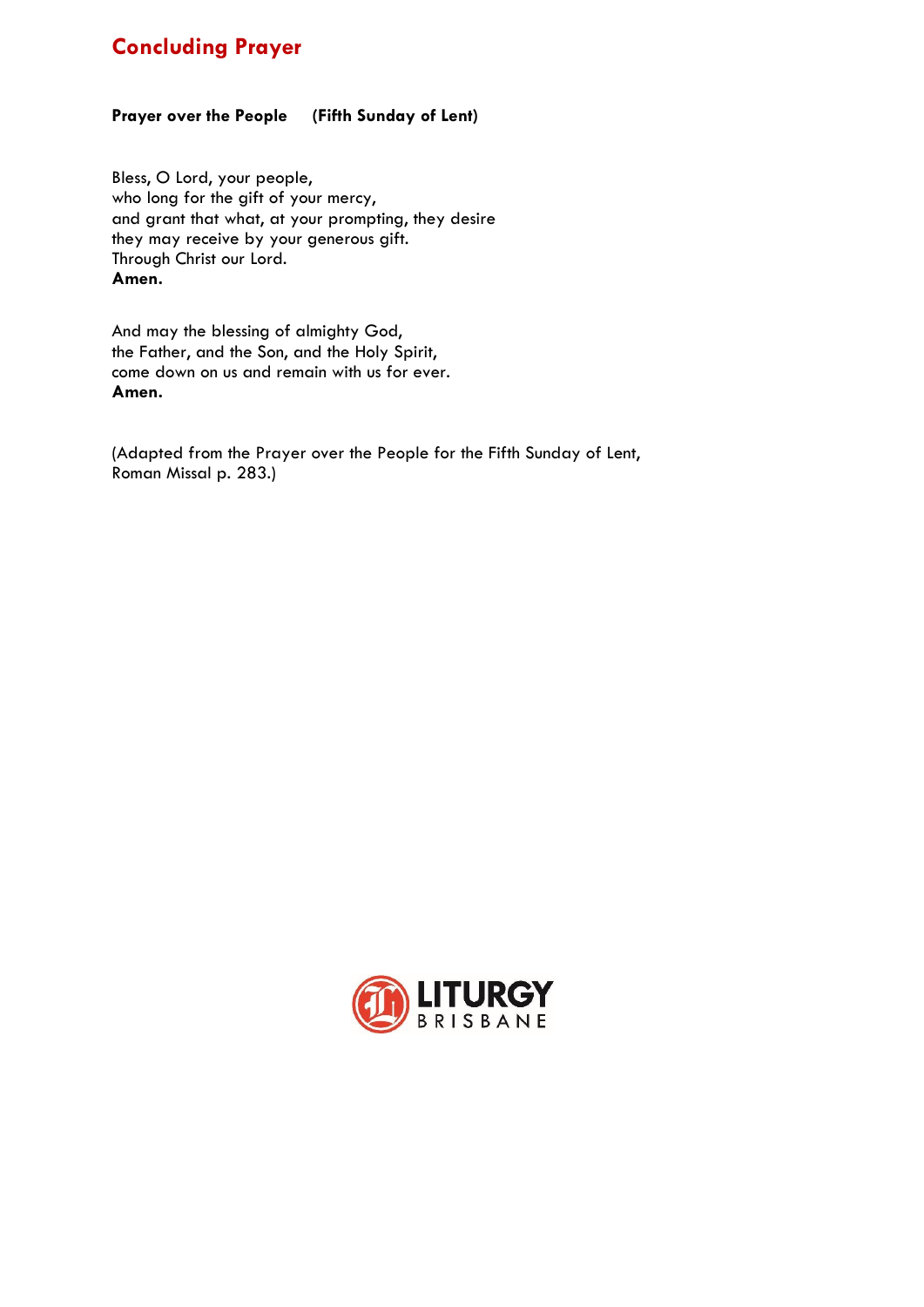## Concluding Prayer

**Prayer over the People (Fifth Sunday of Lent)**

Bless, O Lord, your people,
who long for the gift of your mercy,
and grant that what, at your prompting, they desire
they may receive by your generous gift.
Through Christ our Lord.
**Amen.**

And may the blessing of almighty God,
the Father, and the Son, and the Holy Spirit,
come down on us and remain with us for ever.
**Amen.**

(Adapted from the Prayer over the People for the Fifth Sunday of Lent, Roman Missal p. 283.)

LITURGY BRISBANE